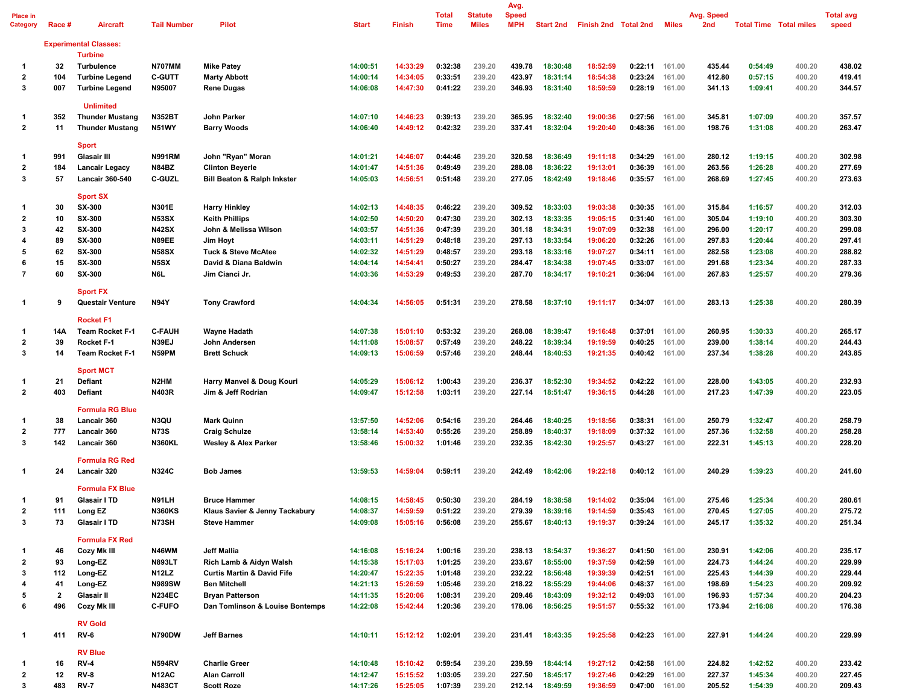| Place in Category | Race # | Aircraft | Tail Number | Pilot | Start | Finish | Total Time | Statute Miles | Avg. Speed MPH | Start 2nd | Finish 2nd | Total 2nd | Miles | Avg. Speed 2nd | Total Time | Total miles | Total avg speed |
|---|---|---|---|---|---|---|---|---|---|---|---|---|---|---|---|---|---|
| **Experimental Classes:** | | | | | | | | | | | | | | | | | |
| | | **Turbine** | | | | | | | | | | | | | | | |
| 1 | 32 | Turbulence | N707MM | Mike Patey | 14:00:51 | 14:33:29 | 0:32:38 | 239.20 | 439.78 | 18:30:48 | 18:52:59 | 0:22:11 | 161.00 | 435.44 | 0:54:49 | 400.20 | 438.02 |
| 2 | 104 | Turbine Legend | C-GUTT | Marty Abbott | 14:00:14 | 14:34:05 | 0:33:51 | 239.20 | 423.97 | 18:31:14 | 18:54:38 | 0:23:24 | 161.00 | 412.80 | 0:57:15 | 400.20 | 419.41 |
| 3 | 007 | Turbine Legend | N95007 | Rene Dugas | 14:06:08 | 14:47:30 | 0:41:22 | 239.20 | 346.93 | 18:31:40 | 18:59:59 | 0:28:19 | 161.00 | 341.13 | 1:09:41 | 400.20 | 344.57 |
| | | **Unlimited** | | | | | | | | | | | | | | | |
| 1 | 352 | Thunder Mustang | N352BT | John Parker | 14:07:10 | 14:46:23 | 0:39:13 | 239.20 | 365.95 | 18:32:40 | 19:00:36 | 0:27:56 | 161.00 | 345.81 | 1:07:09 | 400.20 | 357.57 |
| 2 | 11 | Thunder Mustang | N51WY | Barry Woods | 14:06:40 | 14:49:12 | 0:42:32 | 239.20 | 337.41 | 18:32:04 | 19:20:40 | 0:48:36 | 161.00 | 198.76 | 1:31:08 | 400.20 | 263.47 |
| | | **Sport** | | | | | | | | | | | | | | | |
| 1 | 991 | Glasair III | N991RM | John "Ryan" Moran | 14:01:21 | 14:46:07 | 0:44:46 | 239.20 | 320.58 | 18:36:49 | 19:11:18 | 0:34:29 | 161.00 | 280.12 | 1:19:15 | 400.20 | 302.98 |
| 2 | 184 | Lancair Legacy | N84BZ | Clinton Beyerle | 14:01:47 | 14:51:36 | 0:49:49 | 239.20 | 288.08 | 18:36:22 | 19:13:01 | 0:36:39 | 161.00 | 263.56 | 1:26:28 | 400.20 | 277.69 |
| 3 | 57 | Lancair 360-540 | C-GUZL | Bill Beaton & Ralph Inkster | 14:05:03 | 14:56:51 | 0:51:48 | 239.20 | 277.05 | 18:42:49 | 19:18:46 | 0:35:57 | 161.00 | 268.69 | 1:27:45 | 400.20 | 273.63 |
| | | **Sport SX** | | | | | | | | | | | | | | | |
| 1 | 30 | SX-300 | N301E | Harry Hinkley | 14:02:13 | 14:48:35 | 0:46:22 | 239.20 | 309.52 | 18:33:03 | 19:03:38 | 0:30:35 | 161.00 | 315.84 | 1:16:57 | 400.20 | 312.03 |
| 2 | 10 | SX-300 | N53SX | Keith Phillips | 14:02:50 | 14:50:20 | 0:47:30 | 239.20 | 302.13 | 18:33:35 | 19:05:15 | 0:31:40 | 161.00 | 305.04 | 1:19:10 | 400.20 | 303.30 |
| 3 | 42 | SX-300 | N42SX | John & Melissa Wilson | 14:03:57 | 14:51:36 | 0:47:39 | 239.20 | 301.18 | 18:34:31 | 19:07:09 | 0:32:38 | 161.00 | 296.00 | 1:20:17 | 400.20 | 299.08 |
| 4 | 89 | SX-300 | N89EE | Jim Hoyt | 14:03:11 | 14:51:29 | 0:48:18 | 239.20 | 297.13 | 18:33:54 | 19:06:20 | 0:32:26 | 161.00 | 297.83 | 1:20:44 | 400.20 | 297.41 |
| 5 | 62 | SX-300 | N58SX | Tuck & Steve McAtee | 14:02:32 | 14:51:29 | 0:48:57 | 239.20 | 293.18 | 18:33:16 | 19:07:27 | 0:34:11 | 161.00 | 282.58 | 1:23:08 | 400.20 | 288.82 |
| 6 | 15 | SX-300 | N5SX | David & Diana Baldwin | 14:04:14 | 14:54:41 | 0:50:27 | 239.20 | 284.47 | 18:34:38 | 19:07:45 | 0:33:07 | 161.00 | 291.68 | 1:23:34 | 400.20 | 287.33 |
| 7 | 60 | SX-300 | N6L | Jim Cianci Jr. | 14:03:36 | 14:53:29 | 0:49:53 | 239.20 | 287.70 | 18:34:17 | 19:10:21 | 0:36:04 | 161.00 | 267.83 | 1:25:57 | 400.20 | 279.36 |
| | | **Sport FX** | | | | | | | | | | | | | | | |
| 1 | 9 | Questair Venture | N94Y | Tony Crawford | 14:04:34 | 14:56:05 | 0:51:31 | 239.20 | 278.58 | 18:37:10 | 19:11:17 | 0:34:07 | 161.00 | 283.13 | 1:25:38 | 400.20 | 280.39 |
| | | **Rocket F1** | | | | | | | | | | | | | | | |
| 1 | 14A | Team Rocket F-1 | C-FAUH | Wayne Hadath | 14:07:38 | 15:01:10 | 0:53:32 | 239.20 | 268.08 | 18:39:47 | 19:16:48 | 0:37:01 | 161.00 | 260.95 | 1:30:33 | 400.20 | 265.17 |
| 2 | 39 | Rocket F-1 | N39EJ | John Andersen | 14:11:08 | 15:08:57 | 0:57:49 | 239.20 | 248.22 | 18:39:34 | 19:19:59 | 0:40:25 | 161.00 | 239.00 | 1:38:14 | 400.20 | 244.43 |
| 3 | 14 | Team Rocket F-1 | N59PM | Brett Schuck | 14:09:13 | 15:06:59 | 0:57:46 | 239.20 | 248.44 | 18:40:53 | 19:21:35 | 0:40:42 | 161.00 | 237.34 | 1:38:28 | 400.20 | 243.85 |
| | | **Sport MCT** | | | | | | | | | | | | | | | |
| 1 | 21 | Defiant | N2HM | Harry Manvel & Doug Kouri | 14:05:29 | 15:06:12 | 1:00:43 | 239.20 | 236.37 | 18:52:30 | 19:34:52 | 0:42:22 | 161.00 | 228.00 | 1:43:05 | 400.20 | 232.93 |
| 2 | 403 | Defiant | N403R | Jim & Jeff Rodrian | 14:09:47 | 15:12:58 | 1:03:11 | 239.20 | 227.14 | 18:51:47 | 19:36:15 | 0:44:28 | 161.00 | 217.23 | 1:47:39 | 400.20 | 223.05 |
| | | **Formula RG Blue** | | | | | | | | | | | | | | | |
| 1 | 38 | Lancair 360 | N3QU | Mark Quinn | 13:57:50 | 14:52:06 | 0:54:16 | 239.20 | 264.46 | 18:40:25 | 19:18:56 | 0:38:31 | 161.00 | 250.79 | 1:32:47 | 400.20 | 258.79 |
| 2 | 777 | Lancair 360 | N73S | Craig Schulze | 13:58:14 | 14:53:40 | 0:55:26 | 239.20 | 258.89 | 18:40:37 | 19:18:09 | 0:37:32 | 161.00 | 257.36 | 1:32:58 | 400.20 | 258.28 |
| 3 | 142 | Lancair 360 | N360KL | Wesley & Alex Parker | 13:58:46 | 15:00:32 | 1:01:46 | 239.20 | 232.35 | 18:42:30 | 19:25:57 | 0:43:27 | 161.00 | 222.31 | 1:45:13 | 400.20 | 228.20 |
| | | **Formula RG Red** | | | | | | | | | | | | | | | |
| 1 | 24 | Lancair 320 | N324C | Bob James | 13:59:53 | 14:59:04 | 0:59:11 | 239.20 | 242.49 | 18:42:06 | 19:22:18 | 0:40:12 | 161.00 | 240.29 | 1:39:23 | 400.20 | 241.60 |
| | | **Formula FX Blue** | | | | | | | | | | | | | | | |
| 1 | 91 | Glasair I TD | N91LH | Bruce Hammer | 14:08:15 | 14:58:45 | 0:50:30 | 239.20 | 284.19 | 18:38:58 | 19:14:02 | 0:35:04 | 161.00 | 275.46 | 1:25:34 | 400.20 | 280.61 |
| 2 | 111 | Long EZ | N360KS | Klaus Savier & Jenny Tackabury | 14:08:37 | 14:59:59 | 0:51:22 | 239.20 | 279.39 | 18:39:16 | 19:14:59 | 0:35:43 | 161.00 | 270.45 | 1:27:05 | 400.20 | 275.72 |
| 3 | 73 | Glasair I TD | N73SH | Steve Hammer | 14:09:08 | 15:05:16 | 0:56:08 | 239.20 | 255.67 | 18:40:13 | 19:19:37 | 0:39:24 | 161.00 | 245.17 | 1:35:32 | 400.20 | 251.34 |
| | | **Formula FX Red** | | | | | | | | | | | | | | | |
| 1 | 46 | Cozy Mk III | N46WM | Jeff Mallia | 14:16:08 | 15:16:24 | 1:00:16 | 239.20 | 238.13 | 18:54:37 | 19:36:27 | 0:41:50 | 161.00 | 230.91 | 1:42:06 | 400.20 | 235.17 |
| 2 | 93 | Long-EZ | N893LT | Rich Lamb & Aidyn Walsh | 14:15:38 | 15:17:03 | 1:01:25 | 239.20 | 233.67 | 18:55:00 | 19:37:59 | 0:42:59 | 161.00 | 224.73 | 1:44:24 | 400.20 | 229.99 |
| 3 | 112 | Long-EZ | N12LZ | Curtis Martin & David Fife | 14:20:47 | 15:22:35 | 1:01:48 | 239.20 | 232.22 | 18:56:48 | 19:39:39 | 0:42:51 | 161.00 | 225.43 | 1:44:39 | 400.20 | 229.44 |
| 4 | 41 | Long-EZ | N989SW | Ben Mitchell | 14:21:13 | 15:26:59 | 1:05:46 | 239.20 | 218.22 | 18:55:29 | 19:44:06 | 0:48:37 | 161.00 | 198.69 | 1:54:23 | 400.20 | 209.92 |
| 5 | 2 | Glasair II | N234EC | Bryan Patterson | 14:11:35 | 15:20:06 | 1:08:31 | 239.20 | 209.46 | 18:43:09 | 19:32:12 | 0:49:03 | 161.00 | 196.93 | 1:57:34 | 400.20 | 204.23 |
| 6 | 496 | Cozy Mk III | C-FUFO | Dan Tomlinson & Louise Bontemps | 14:22:08 | 15:42:44 | 1:20:36 | 239.20 | 178.06 | 18:56:25 | 19:51:57 | 0:55:32 | 161.00 | 173.94 | 2:16:08 | 400.20 | 176.38 |
| | | **RV Gold** | | | | | | | | | | | | | | | |
| 1 | 411 | RV-6 | N790DW | Jeff Barnes | 14:10:11 | 15:12:12 | 1:02:01 | 239.20 | 231.41 | 18:43:35 | 19:25:58 | 0:42:23 | 161.00 | 227.91 | 1:44:24 | 400.20 | 229.99 |
| | | **RV Blue** | | | | | | | | | | | | | | | |
| 1 | 16 | RV-4 | N594RV | Charlie Greer | 14:10:48 | 15:10:42 | 0:59:54 | 239.20 | 239.59 | 18:44:14 | 19:27:12 | 0:42:58 | 161.00 | 224.82 | 1:42:52 | 400.20 | 233.42 |
| 2 | 12 | RV-8 | N12AC | Alan Carroll | 14:12:47 | 15:15:52 | 1:03:05 | 239.20 | 227.50 | 18:45:17 | 19:27:46 | 0:42:29 | 161.00 | 227.37 | 1:45:34 | 400.20 | 227.45 |
| 3 | 483 | RV-7 | N483CT | Scott Roze | 14:17:26 | 15:25:05 | 1:07:39 | 239.20 | 212.14 | 18:49:59 | 19:36:59 | 0:47:00 | 161.00 | 205.52 | 1:54:39 | 400.20 | 209.43 |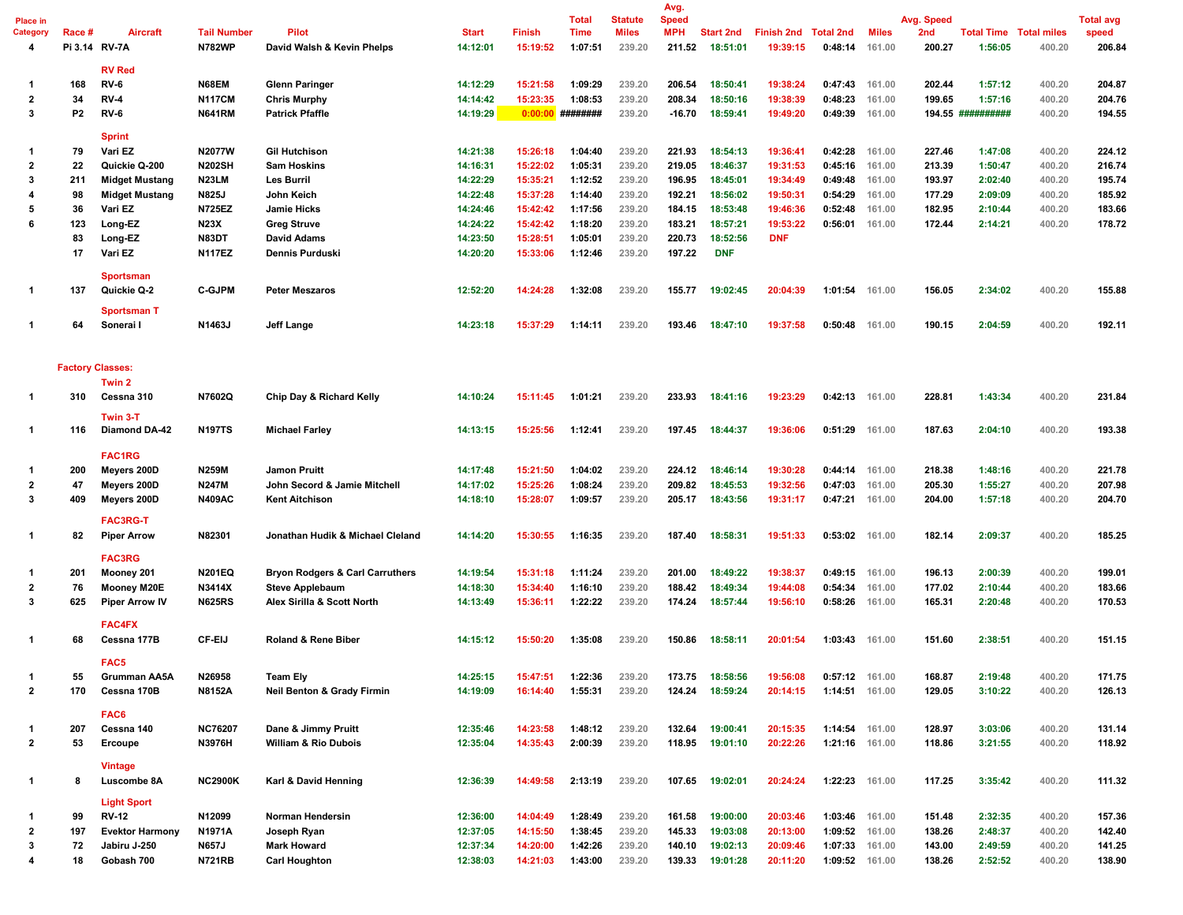| Place in Category | Race # | Aircraft | Tail Number | Pilot | Start | Finish | Total Time | Statute Miles | Avg. Speed MPH | Start 2nd | Finish 2nd | Total 2nd | Miles | Avg. Speed 2nd | Total Time | Total miles | Total avg speed |
|---|---|---|---|---|---|---|---|---|---|---|---|---|---|---|---|---|---|
| 4 | Pi 3.14 | RV-7A | N782WP | David Walsh & Kevin Phelps | 14:12:01 | 15:19:52 | 1:07:51 | 239.20 | 211.52 | 18:51:01 | 19:39:15 | 0:48:14 | 161.00 | 200.27 | 1:56:05 | 400.20 | 206.84 |
| | | **RV Red** | | | | | | | | | | | | | | | |
| 1 | 168 | RV-6 | N68EM | Glenn Paringer | 14:12:29 | 15:21:58 | 1:09:29 | 239.20 | 206.54 | 18:50:41 | 19:38:24 | 0:47:43 | 161.00 | 202.44 | 1:57:12 | 400.20 | 204.87 |
| 2 | 34 | RV-4 | N117CM | Chris Murphy | 14:14:42 | 15:23:35 | 1:08:53 | 239.20 | 208.34 | 18:50:16 | 19:38:39 | 0:48:23 | 161.00 | 199.65 | 1:57:16 | 400.20 | 204.76 |
| 3 | P2 | RV-6 | N641RM | Patrick Pfaffle | 14:19:29 | 0:00:00 | ######## | 239.20 | -16.70 | 18:59:41 | 19:49:20 | 0:49:39 | 161.00 | 194.55 | ########## | 400.20 | 194.55 |
| | | **Sprint** | | | | | | | | | | | | | | | |
| 1 | 79 | Vari EZ | N2077W | Gil Hutchison | 14:21:38 | 15:26:18 | 1:04:40 | 239.20 | 221.93 | 18:54:13 | 19:36:41 | 0:42:28 | 161.00 | 227.46 | 1:47:08 | 400.20 | 224.12 |
| 2 | 22 | Quickie Q-200 | N202SH | Sam Hoskins | 14:16:31 | 15:22:02 | 1:05:31 | 239.20 | 219.05 | 18:46:37 | 19:31:53 | 0:45:16 | 161.00 | 213.39 | 1:50:47 | 400.20 | 216.74 |
| 3 | 211 | Midget Mustang | N23LM | Les Burril | 14:22:29 | 15:35:21 | 1:12:52 | 239.20 | 196.95 | 18:45:01 | 19:34:49 | 0:49:48 | 161.00 | 193.97 | 2:02:40 | 400.20 | 195.74 |
| 4 | 98 | Midget Mustang | N825J | John Keich | 14:22:48 | 15:37:28 | 1:14:40 | 239.20 | 192.21 | 18:56:02 | 19:50:31 | 0:54:29 | 161.00 | 177.29 | 2:09:09 | 400.20 | 185.92 |
| 5 | 36 | Vari EZ | N725EZ | Jamie Hicks | 14:24:46 | 15:42:42 | 1:17:56 | 239.20 | 184.15 | 18:53:48 | 19:46:36 | 0:52:48 | 161.00 | 182.95 | 2:10:44 | 400.20 | 183.66 |
| 6 | 123 | Long-EZ | N23X | Greg Struve | 14:24:22 | 15:42:42 | 1:18:20 | 239.20 | 183.21 | 18:57:21 | 19:53:22 | 0:56:01 | 161.00 | 172.44 | 2:14:21 | 400.20 | 178.72 |
| | 83 | Long-EZ | N83DT | David Adams | 14:23:50 | 15:28:51 | 1:05:01 | 239.20 | 220.73 | 18:52:56 | DNF | | | | | | |
| | 17 | Vari EZ | N117EZ | Dennis Purduski | 14:20:20 | 15:33:06 | 1:12:46 | 239.20 | 197.22 | DNF | | | | | | | |
| | | **Sportsman** | | | | | | | | | | | | | | | |
| 1 | 137 | Quickie Q-2 | C-GJPM | Peter Meszaros | 12:52:20 | 14:24:28 | 1:32:08 | 239.20 | 155.77 | 19:02:45 | 20:04:39 | 1:01:54 | 161.00 | 156.05 | 2:34:02 | 400.20 | 155.88 |
| | | **Sportsman T** | | | | | | | | | | | | | | | |
| 1 | 64 | Sonerai I | N1463J | Jeff Lange | 14:23:18 | 15:37:29 | 1:14:11 | 239.20 | 193.46 | 18:47:10 | 19:37:58 | 0:50:48 | 161.00 | 190.15 | 2:04:59 | 400.20 | 192.11 |
| | **Factory Classes:** | | | | | | | | | | | | | | | | |
| | | **Twin 2** | | | | | | | | | | | | | | | |
| 1 | 310 | Cessna 310 | N7602Q | Chip Day & Richard Kelly | 14:10:24 | 15:11:45 | 1:01:21 | 239.20 | 233.93 | 18:41:16 | 19:23:29 | 0:42:13 | 161.00 | 228.81 | 1:43:34 | 400.20 | 231.84 |
| | | **Twin 3-T** | | | | | | | | | | | | | | | |
| 1 | 116 | Diamond DA-42 | N197TS | Michael Farley | 14:13:15 | 15:25:56 | 1:12:41 | 239.20 | 197.45 | 18:44:37 | 19:36:06 | 0:51:29 | 161.00 | 187.63 | 2:04:10 | 400.20 | 193.38 |
| | | **FAC1RG** | | | | | | | | | | | | | | | |
| 1 | 200 | Meyers 200D | N259M | Jamon Pruitt | 14:17:48 | 15:21:50 | 1:04:02 | 239.20 | 224.12 | 18:46:14 | 19:30:28 | 0:44:14 | 161.00 | 218.38 | 1:48:16 | 400.20 | 221.78 |
| 2 | 47 | Meyers 200D | N247M | John Secord & Jamie Mitchell | 14:17:02 | 15:25:26 | 1:08:24 | 239.20 | 209.82 | 18:45:53 | 19:32:56 | 0:47:03 | 161.00 | 205.30 | 1:55:27 | 400.20 | 207.98 |
| 3 | 409 | Meyers 200D | N409AC | Kent Aitchison | 14:18:10 | 15:28:07 | 1:09:57 | 239.20 | 205.17 | 18:43:56 | 19:31:17 | 0:47:21 | 161.00 | 204.00 | 1:57:18 | 400.20 | 204.70 |
| | | **FAC3RG-T** | | | | | | | | | | | | | | | |
| 1 | 82 | Piper Arrow | N82301 | Jonathan Hudik & Michael Cleland | 14:14:20 | 15:30:55 | 1:16:35 | 239.20 | 187.40 | 18:58:31 | 19:51:33 | 0:53:02 | 161.00 | 182.14 | 2:09:37 | 400.20 | 185.25 |
| | | **FAC3RG** | | | | | | | | | | | | | | | |
| 1 | 201 | Mooney 201 | N201EQ | Bryon Rodgers & Carl Carruthers | 14:19:54 | 15:31:18 | 1:11:24 | 239.20 | 201.00 | 18:49:22 | 19:38:37 | 0:49:15 | 161.00 | 196.13 | 2:00:39 | 400.20 | 199.01 |
| 2 | 76 | Mooney M20E | N3414X | Steve Applebaum | 14:18:30 | 15:34:40 | 1:16:10 | 239.20 | 188.42 | 18:49:34 | 19:44:08 | 0:54:34 | 161.00 | 177.02 | 2:10:44 | 400.20 | 183.66 |
| 3 | 625 | Piper Arrow IV | N625RS | Alex Sirilla & Scott North | 14:13:49 | 15:36:11 | 1:22:22 | 239.20 | 174.24 | 18:57:44 | 19:56:10 | 0:58:26 | 161.00 | 165.31 | 2:20:48 | 400.20 | 170.53 |
| | | **FAC4FX** | | | | | | | | | | | | | | | |
| 1 | 68 | Cessna 177B | CF-EIJ | Roland & Rene Biber | 14:15:12 | 15:50:20 | 1:35:08 | 239.20 | 150.86 | 18:58:11 | 20:01:54 | 1:03:43 | 161.00 | 151.60 | 2:38:51 | 400.20 | 151.15 |
| | | **FAC5** | | | | | | | | | | | | | | | |
| 1 | 55 | Grumman AA5A | N26958 | Team Ely | 14:25:15 | 15:47:51 | 1:22:36 | 239.20 | 173.75 | 18:58:56 | 19:56:08 | 0:57:12 | 161.00 | 168.87 | 2:19:48 | 400.20 | 171.75 |
| 2 | 170 | Cessna 170B | N8152A | Neil Benton & Grady Firmin | 14:19:09 | 16:14:40 | 1:55:31 | 239.20 | 124.24 | 18:59:24 | 20:14:15 | 1:14:51 | 161.00 | 129.05 | 3:10:22 | 400.20 | 126.13 |
| | | **FAC6** | | | | | | | | | | | | | | | |
| 1 | 207 | Cessna 140 | NC76207 | Dane & Jimmy Pruitt | 12:35:46 | 14:23:58 | 1:48:12 | 239.20 | 132.64 | 19:00:41 | 20:15:35 | 1:14:54 | 161.00 | 128.97 | 3:03:06 | 400.20 | 131.14 |
| 2 | 53 | Ercoupe | N3976H | William & Rio Dubois | 12:35:04 | 14:35:43 | 2:00:39 | 239.20 | 118.95 | 19:01:10 | 20:22:26 | 1:21:16 | 161.00 | 118.86 | 3:21:55 | 400.20 | 118.92 |
| | | **Vintage** | | | | | | | | | | | | | | | |
| 1 | 8 | Luscombe 8A | NC2900K | Karl & David Henning | 12:36:39 | 14:49:58 | 2:13:19 | 239.20 | 107.65 | 19:02:01 | 20:24:24 | 1:22:23 | 161.00 | 117.25 | 3:35:42 | 400.20 | 111.32 |
| | | **Light Sport** | | | | | | | | | | | | | | | |
| 1 | 99 | RV-12 | N12099 | Norman Hendersin | 12:36:00 | 14:04:49 | 1:28:49 | 239.20 | 161.58 | 19:00:00 | 20:03:46 | 1:03:46 | 161.00 | 151.48 | 2:32:35 | 400.20 | 157.36 |
| 2 | 197 | Evektor Harmony | N1971A | Joseph Ryan | 12:37:05 | 14:15:50 | 1:38:45 | 239.20 | 145.33 | 19:03:08 | 20:13:00 | 1:09:52 | 161.00 | 138.26 | 2:48:37 | 400.20 | 142.40 |
| 3 | 72 | Jabiru J-250 | N657J | Mark Howard | 12:37:34 | 14:20:00 | 1:42:26 | 239.20 | 140.10 | 19:02:13 | 20:09:46 | 1:07:33 | 161.00 | 143.00 | 2:49:59 | 400.20 | 141.25 |
| 4 | 18 | Gobash 700 | N721RB | Carl Houghton | 12:38:03 | 14:21:03 | 1:43:00 | 239.20 | 139.33 | 19:01:28 | 20:11:20 | 1:09:52 | 161.00 | 138.26 | 2:52:52 | 400.20 | 138.90 |